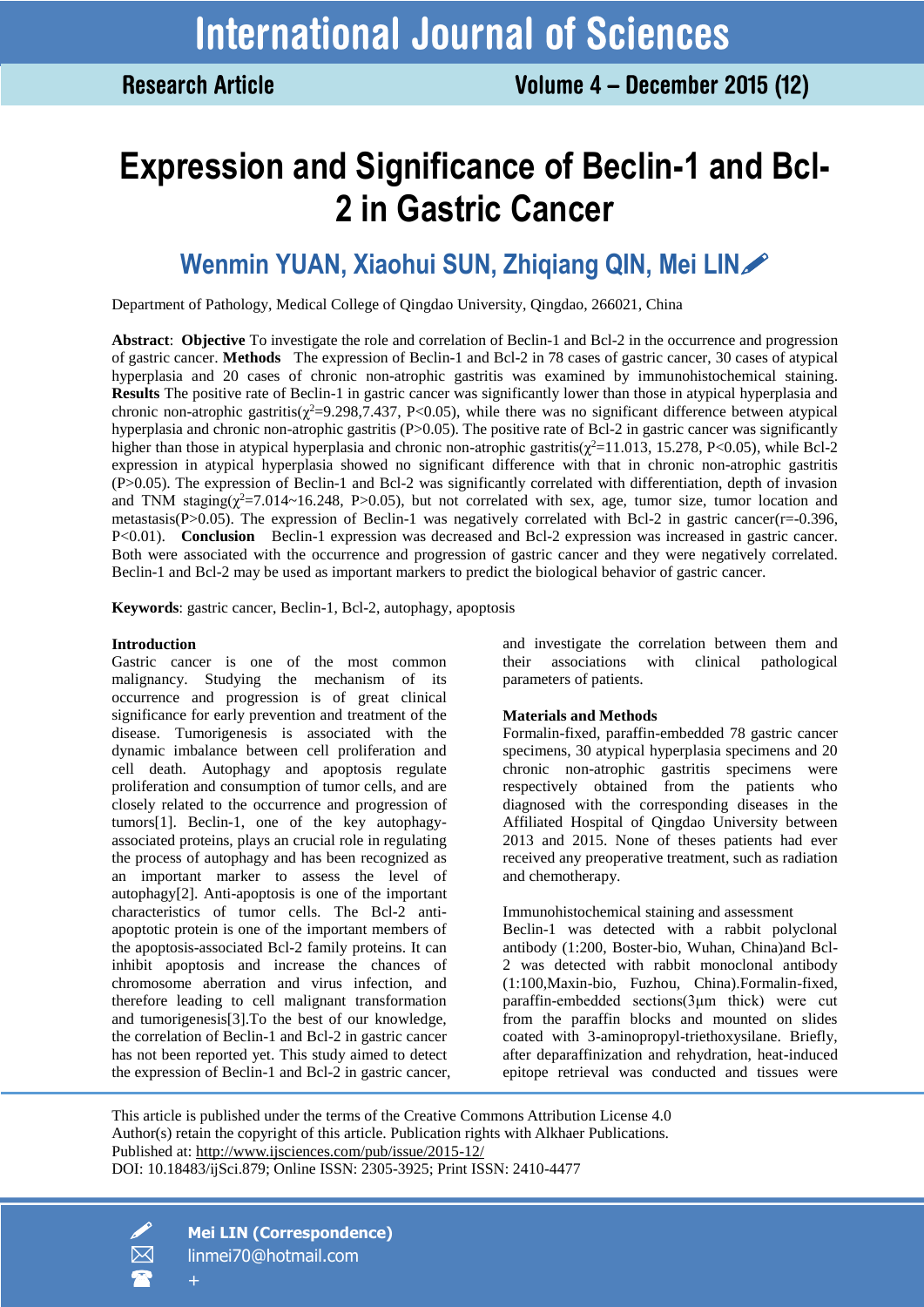# Expression and Significance of Beclin-1 and Bcl-2 in Gastric Cancer

## Wenmin YUAN, Xiaohui SUN, Zhiqiang QIN, Mei LIN

Department of Pathology, Medical College of Qingdao University, Qingdao, 266021, China

**Abstract**: **Objective** To investigate the role and correlation of Beclin-1 and Bcl-2 in the occurrence and progression of gastric cancer. **Methods** The expression of Beclin-1 and Bcl-2 in 78 cases of gastric cancer, 30 cases of atypical hyperplasia and 20 cases of chronic non-atrophic gastritis was examined by immunohistochemical staining. **Results** The positive rate of Beclin-1 in gastric cancer was significantly lower than those in atypical hyperplasia and chronic non-atrophic gastritis($\chi^2$=9.298,7.437, P<0.05), while there was no significant difference between atypical hyperplasia and chronic non-atrophic gastritis (P>0.05). The positive rate of Bcl-2 in gastric cancer was significantly higher than those in atypical hyperplasia and chronic non-atrophic gastritis($\chi^2$=11.013, 15.278, P<0.05), while Bcl-2 expression in atypical hyperplasia showed no significant difference with that in chronic non-atrophic gastritis (P>0.05). The expression of Beclin-1 and Bcl-2 was significantly correlated with differentiation, depth of invasion and TNM staging($\chi^2$=7.014~16.248, P>0.05), but not correlated with sex, age, tumor size, tumor location and metastasis(P>0.05). The expression of Beclin-1 was negatively correlated with Bcl-2 in gastric cancer(r=-0.396, P<0.01). **Conclusion** Beclin-1 expression was decreased and Bcl-2 expression was increased in gastric cancer. Both were associated with the occurrence and progression of gastric cancer and they were negatively correlated. Beclin-1 and Bcl-2 may be used as important markers to predict the biological behavior of gastric cancer.

**Keywords**: gastric cancer, Beclin-1, Bcl-2, autophagy, apoptosis

### Introduction

Gastric cancer is one of the most common malignancy. Studying the mechanism of its occurrence and progression is of great clinical significance for early prevention and treatment of the disease. Tumorigenesis is associated with the dynamic imbalance between cell proliferation and cell death. Autophagy and apoptosis regulate proliferation and consumption of tumor cells, and are closely related to the occurrence and progression of tumors[1]. Beclin-1, one of the key autophagy-associated proteins, plays an crucial role in regulating the process of autophagy and has been recognized as an important marker to assess the level of autophagy[2]. Anti-apoptosis is one of the important characteristics of tumor cells. The Bcl-2 anti-apoptotic protein is one of the important members of the apoptosis-associated Bcl-2 family proteins. It can inhibit apoptosis and increase the chances of chromosome aberration and virus infection, and therefore leading to cell malignant transformation and tumorigenesis[3].To the best of our knowledge, the correlation of Beclin-1 and Bcl-2 in gastric cancer has not been reported yet. This study aimed to detect the expression of Beclin-1 and Bcl-2 in gastric cancer, and investigate the correlation between them and their associations with clinical pathological parameters of patients.

### Materials and Methods

Formalin-fixed, paraffin-embedded 78 gastric cancer specimens, 30 atypical hyperplasia specimens and 20 chronic non-atrophic gastritis specimens were respectively obtained from the patients who diagnosed with the corresponding diseases in the Affiliated Hospital of Qingdao University between 2013 and 2015. None of theses patients had ever received any preoperative treatment, such as radiation and chemotherapy.

Immunohistochemical staining and assessment

Beclin-1 was detected with a rabbit polyclonal antibody (1:200, Boster-bio, Wuhan, China)and Bcl-2 was detected with rabbit monoclonal antibody (1:100,Maxin-bio, Fuzhou, China).Formalin-fixed, paraffin-embedded sections(3μm thick) were cut from the paraffin blocks and mounted on slides coated with 3-aminopropyl-triethoxysilane. Briefly, after deparaffinization and rehydration, heat-induced epitope retrieval was conducted and tissues were

This article is published under the terms of the Creative Commons Attribution License 4.0
Author(s) retain the copyright of this article. Publication rights with Alkhaer Publications.
Published at: http://www.ijsciences.com/pub/issue/2015-12/
DOI: 10.18483/ijSci.879; Online ISSN: 2305-3925; Print ISSN: 2410-4477

**Mei LIN (Correspondence)**
linmei70@hotmail.com
+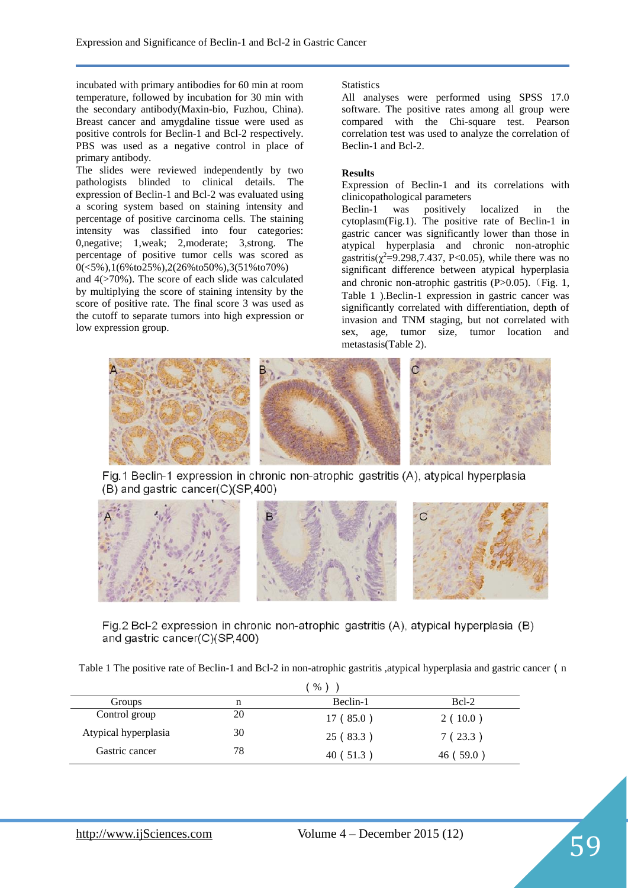incubated with primary antibodies for 60 min at room temperature, followed by incubation for 30 min with the secondary antibody(Maxin-bio, Fuzhou, China). Breast cancer and amygdaline tissue were used as positive controls for Beclin-1 and Bcl-2 respectively. PBS was used as a negative control in place of primary antibody.

The slides were reviewed independently by two pathologists blinded to clinical details. The expression of Beclin-1 and Bcl-2 was evaluated using a scoring system based on staining intensity and percentage of positive carcinoma cells. The staining intensity was classified into four categories: 0,negative; 1,weak; 2,moderate; 3,strong. The percentage of positive tumor cells was scored as 0(<5%),1(6%to25%),2(26%to50%),3(51%to70%) and 4(>70%). The score of each slide was calculated by multiplying the score of staining intensity by the score of positive rate. The final score 3 was used as the cutoff to separate tumors into high expression or low expression group.

Statistics

All analyses were performed using SPSS 17.0 software. The positive rates among all group were compared with the Chi-square test. Pearson correlation test was used to analyze the correlation of Beclin-1 and Bcl-2.

## Results

Expression of Beclin-1 and its correlations with clinicopathological parameters

Beclin-1 was positively localized in the cytoplasm(Fig.1). The positive rate of Beclin-1 in gastric cancer was significantly lower than those in atypical hyperplasia and chronic non-atrophic gastritis($\chi^2$=9.298,7.437, P<0.05), while there was no significant difference between atypical hyperplasia and chronic non-atrophic gastritis (P>0.05).（Fig. 1, Table 1 ).Beclin-1 expression in gastric cancer was significantly correlated with differentiation, depth of invasion and TNM staging, but not correlated with sex, age, tumor size, tumor location and metastasis(Table 2).

Fig.1 Beclin-1 expression in chronic non-atrophic gastritis (A), atypical hyperplasia (B) and gastric cancer(C)(SP,400)

Fig.2 Bcl-2 expression in chronic non-atrophic gastritis (A), atypical hyperplasia (B) and gastric cancer(C)(SP,400)

Table 1 The positive rate of Beclin-1 and Bcl-2 in non-atrophic gastritis ,atypical hyperplasia and gastric cancer ( n ( % ) )

| Groups | n | Beclin-1 | Bcl-2 |
|---|---|---|---|
| Control group | 20 | 17 ( 85.0 ) | 2 ( 10.0 ) |
| Atypical hyperplasia | 30 | 25 ( 83.3 ) | 7 ( 23.3 ) |
| Gastric cancer | 78 | 40 ( 51.3 ) | 46 ( 59.0 ) |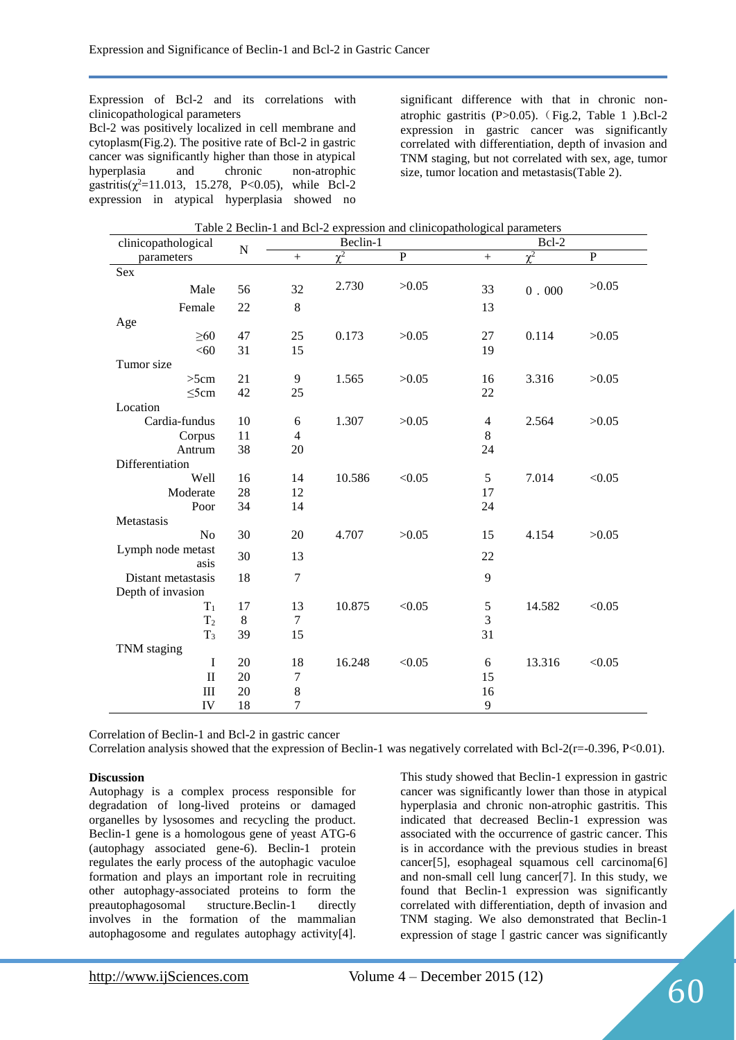Expression of Bcl-2 and its correlations with clinicopathological parameters

Bcl-2 was positively localized in cell membrane and cytoplasm(Fig.2). The positive rate of Bcl-2 in gastric cancer was significantly higher than those in atypical hyperplasia and chronic non-atrophic gastritis($\chi^2$=11.013, 15.278, P<0.05), while Bcl-2 expression in atypical hyperplasia showed no significant difference with that in chronic non-atrophic gastritis (P>0.05).（Fig.2, Table 1 ).Bcl-2 expression in gastric cancer was significantly correlated with differentiation, depth of invasion and TNM staging, but not correlated with sex, age, tumor size, tumor location and metastasis(Table 2).

Table 2 Beclin-1 and Bcl-2 expression and clinicopathological parameters

| clinicopathological parameters | N | Beclin-1 | | | Bcl-2 | | |
|---|---|---|---|---|---|---|---|
| | | + | $\chi^2$ | P | + | $\chi^2$ | P |
| Sex | | | | | | | |
| Male | 56 | 32 | 2.730 | >0.05 | 33 | 0．000 | >0.05 |
| Female | 22 | 8 | | | 13 | | |
| Age | | | | | | | |
| ≥60 | 47 | 25 | 0.173 | >0.05 | 27 | 0.114 | >0.05 |
| <60 | 31 | 15 | | | 19 | | |
| Tumor size | | | | | | | |
| >5cm | 21 | 9 | 1.565 | >0.05 | 16 | 3.316 | >0.05 |
| ≤5cm | 42 | 25 | | | 22 | | |
| Location | | | | | | | |
| Cardia-fundus | 10 | 6 | 1.307 | >0.05 | 4 | 2.564 | >0.05 |
| Corpus | 11 | 4 | | | 8 | | |
| Antrum | 38 | 20 | | | 24 | | |
| Differentiation | | | | | | | |
| Well | 16 | 14 | 10.586 | <0.05 | 5 | 7.014 | <0.05 |
| Moderate | 28 | 12 | | | 17 | | |
| Poor | 34 | 14 | | | 24 | | |
| Metastasis | | | | | | | |
| No | 30 | 20 | 4.707 | >0.05 | 15 | 4.154 | >0.05 |
| Lymph node metastasis | 30 | 13 | | | 22 | | |
| Distant metastasis | 18 | 7 | | | 9 | | |
| Depth of invasion | | | | | | | |
| $T_1$ | 17 | 13 | 10.875 | <0.05 | 5 | 14.582 | <0.05 |
| $T_2$ | 8 | 7 | | | 3 | | |
| $T_3$ | 39 | 15 | | | 31 | | |
| TNM staging | | | | | | | |
| I | 20 | 18 | 16.248 | <0.05 | 6 | 13.316 | <0.05 |
| II | 20 | 7 | | | 15 | | |
| III | 20 | 8 | | | 16 | | |
| IV | 18 | 7 | | | 9 | | |

Correlation of Beclin-1 and Bcl-2 in gastric cancer

Correlation analysis showed that the expression of Beclin-1 was negatively correlated with Bcl-2(r=-0.396, P<0.01).

**Discussion**

Autophagy is a complex process responsible for degradation of long-lived proteins or damaged organelles by lysosomes and recycling the product. Beclin-1 gene is a homologous gene of yeast ATG-6 (autophagy associated gene-6). Beclin-1 protein regulates the early process of the autophagic vaculoe formation and plays an important role in recruiting other autophagy-associated proteins to form the preautophagosomal structure.Beclin-1 directly involves in the formation of the mammalian autophagosome and regulates autophagy activity[4].

This study showed that Beclin-1 expression in gastric cancer was significantly lower than those in atypical hyperplasia and chronic non-atrophic gastritis. This indicated that decreased Beclin-1 expression was associated with the occurrence of gastric cancer. This is in accordance with the previous studies in breast cancer[5], esophageal squamous cell carcinoma[6] and non-small cell lung cancer[7]. In this study, we found that Beclin-1 expression was significantly correlated with differentiation, depth of invasion and TNM staging. We also demonstrated that Beclin-1 expression of stage Ⅰ gastric cancer was significantly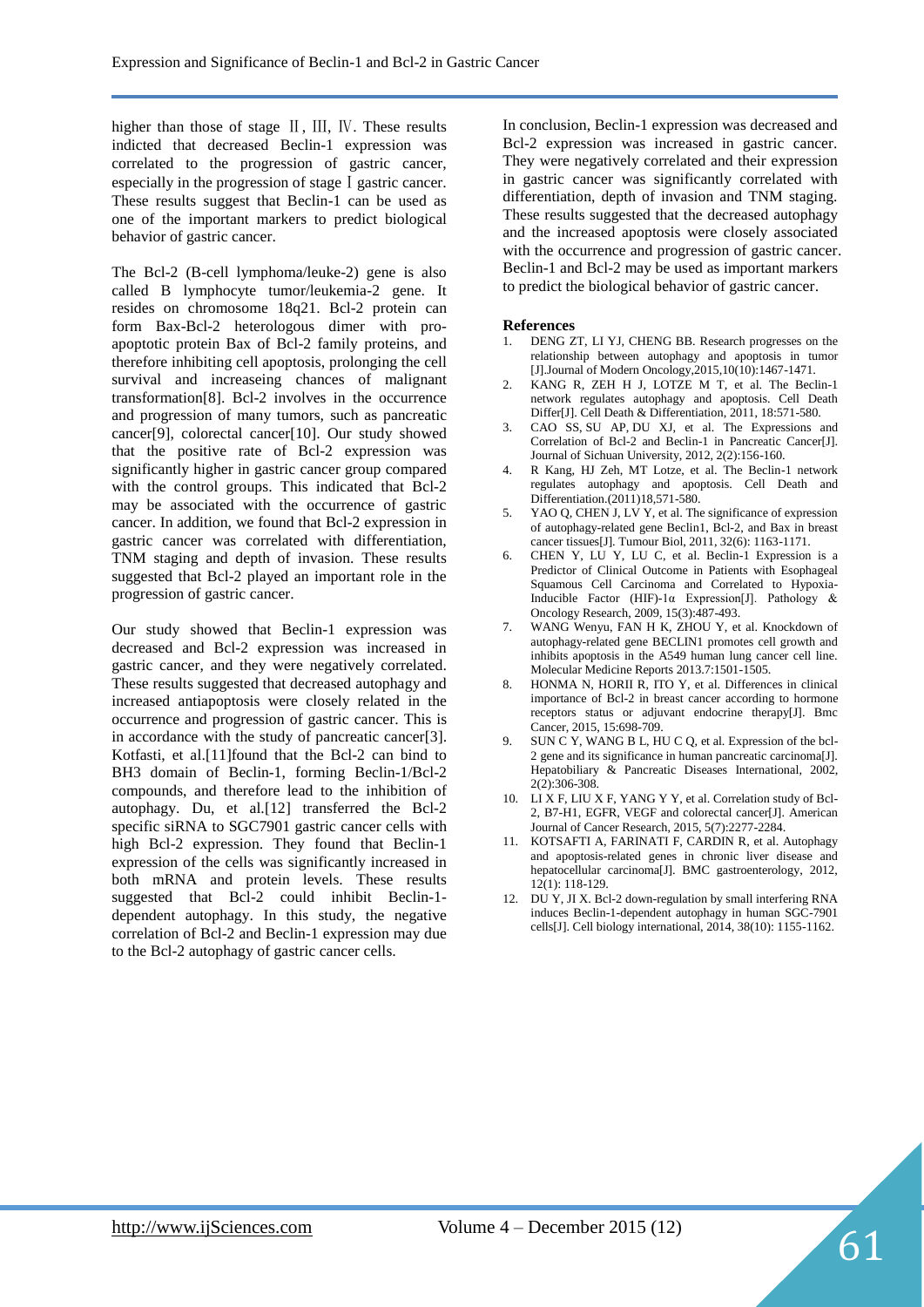higher than those of stage Ⅱ, Ⅲ, Ⅳ. These results indicted that decreased Beclin-1 expression was correlated to the progression of gastric cancer, especially in the progression of stage Ⅰ gastric cancer. These results suggest that Beclin-1 can be used as one of the important markers to predict biological behavior of gastric cancer.

The Bcl-2 (B-cell lymphoma/leuke-2) gene is also called B lymphocyte tumor/leukemia-2 gene. It resides on chromosome 18q21. Bcl-2 protein can form Bax-Bcl-2 heterologous dimer with pro-apoptotic protein Bax of Bcl-2 family proteins, and therefore inhibiting cell apoptosis, prolonging the cell survival and increaseing chances of malignant transformation[8]. Bcl-2 involves in the occurrence and progression of many tumors, such as pancreatic cancer[9], colorectal cancer[10]. Our study showed that the positive rate of Bcl-2 expression was significantly higher in gastric cancer group compared with the control groups. This indicated that Bcl-2 may be associated with the occurrence of gastric cancer. In addition, we found that Bcl-2 expression in gastric cancer was correlated with differentiation, TNM staging and depth of invasion. These results suggested that Bcl-2 played an important role in the progression of gastric cancer.

Our study showed that Beclin-1 expression was decreased and Bcl-2 expression was increased in gastric cancer, and they were negatively correlated. These results suggested that decreased autophagy and increased antiapoptosis were closely related in the occurrence and progression of gastric cancer. This is in accordance with the study of pancreatic cancer[3]. Kotfasti, et al.[11]found that the Bcl-2 can bind to BH3 domain of Beclin-1, forming Beclin-1/Bcl-2 compounds, and therefore lead to the inhibition of autophagy. Du, et al.[12] transferred the Bcl-2 specific siRNA to SGC7901 gastric cancer cells with high Bcl-2 expression. They found that Beclin-1 expression of the cells was significantly increased in both mRNA and protein levels. These results suggested that Bcl-2 could inhibit Beclin-1-dependent autophagy. In this study, the negative correlation of Bcl-2 and Beclin-1 expression may due to the Bcl-2 autophagy of gastric cancer cells.

In conclusion, Beclin-1 expression was decreased and Bcl-2 expression was increased in gastric cancer. They were negatively correlated and their expression in gastric cancer was significantly correlated with differentiation, depth of invasion and TNM staging. These results suggested that the decreased autophagy and the increased apoptosis were closely associated with the occurrence and progression of gastric cancer. Beclin-1 and Bcl-2 may be used as important markers to predict the biological behavior of gastric cancer.

## References

1. DENG ZT, LI YJ, CHENG BB. Research progresses on the relationship between autophagy and apoptosis in tumor [J].Journal of Modern Oncology,2015,10(10):1467-1471.
2. KANG R, ZEH H J, LOTZE M T, et al. The Beclin-1 network regulates autophagy and apoptosis. Cell Death Differ[J]. Cell Death & Differentiation, 2011, 18:571-580.
3. CAO SS, SU AP, DU XJ, et al. The Expressions and Correlation of Bcl-2 and Beclin-1 in Pancreatic Cancer[J]. Journal of Sichuan University, 2012, 2(2):156-160.
4. R Kang, HJ Zeh, MT Lotze, et al. The Beclin-1 network regulates autophagy and apoptosis. Cell Death and Differentiation.(2011)18,571-580.
5. YAO Q, CHEN J, LV Y, et al. The significance of expression of autophagy-related gene Beclin1, Bcl-2, and Bax in breast cancer tissues[J]. Tumour Biol, 2011, 32(6): 1163-1171.
6. CHEN Y, LU Y, LU C, et al. Beclin-1 Expression is a Predictor of Clinical Outcome in Patients with Esophageal Squamous Cell Carcinoma and Correlated to Hypoxia-Inducible Factor (HIF)-1α Expression[J]. Pathology & Oncology Research, 2009, 15(3):487-493.
7. WANG Wenyu, FAN H K, ZHOU Y, et al. Knockdown of autophagy-related gene BECLIN1 promotes cell growth and inhibits apoptosis in the A549 human lung cancer cell line. Molecular Medicine Reports 2013.7:1501-1505.
8. HONMA N, HORII R, ITO Y, et al. Differences in clinical importance of Bcl-2 in breast cancer according to hormone receptors status or adjuvant endocrine therapy[J]. Bmc Cancer, 2015, 15:698-709.
9. SUN C Y, WANG B L, HU C Q, et al. Expression of the bcl-2 gene and its significance in human pancreatic carcinoma[J]. Hepatobiliary & Pancreatic Diseases International, 2002, 2(2):306-308.
10. LI X F, LIU X F, YANG Y Y, et al. Correlation study of Bcl-2, B7-H1, EGFR, VEGF and colorectal cancer[J]. American Journal of Cancer Research, 2015, 5(7):2277-2284.
11. KOTSAFTI A, FARINATI F, CARDIN R, et al. Autophagy and apoptosis-related genes in chronic liver disease and hepatocellular carcinoma[J]. BMC gastroenterology, 2012, 12(1): 118-129.
12. DU Y, JI X. Bcl-2 down-regulation by small interfering RNA induces Beclin-1-dependent autophagy in human SGC-7901 cells[J]. Cell biology international, 2014, 38(10): 1155-1162.